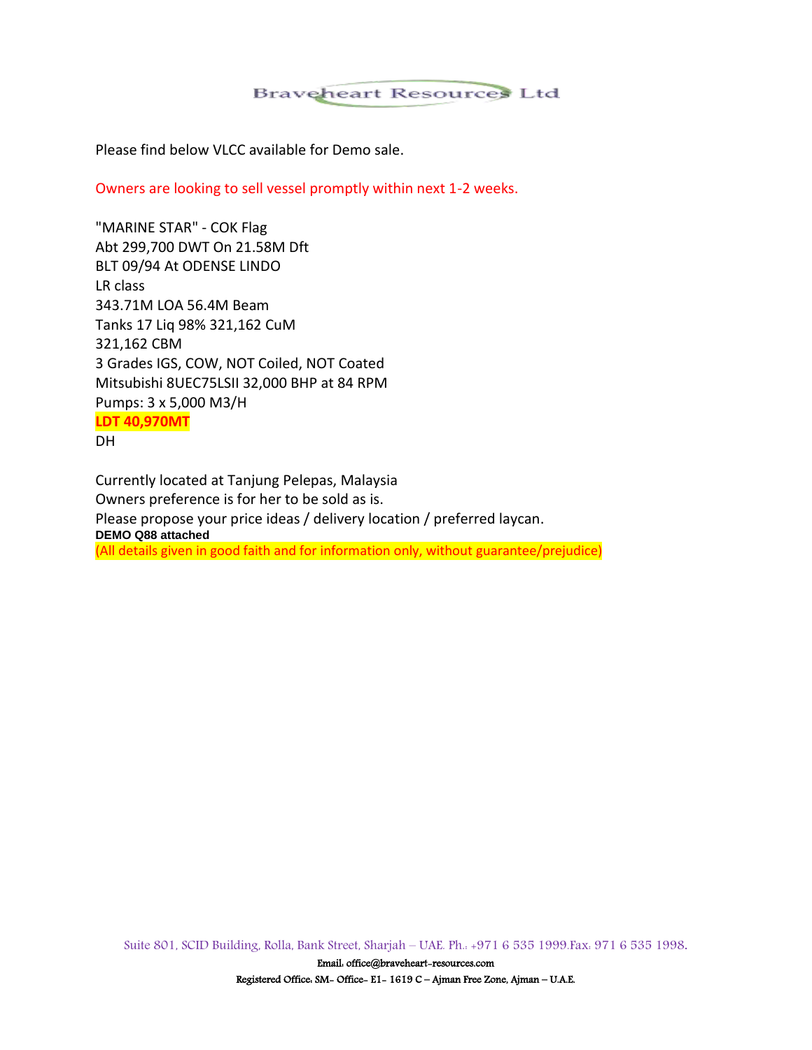Braveheart Resources Ltd

Please find below VLCC available for Demo sale.

Owners are looking to sell vessel promptly within next 1-2 weeks.

"MARINE STAR" - COK Flag
Abt 299,700 DWT On 21.58M Dft
BLT 09/94 At ODENSE LINDO
LR class
343.71M LOA 56.4M Beam
Tanks 17 Liq 98% 321,162 CuM
321,162 CBM
3 Grades IGS, COW, NOT Coiled, NOT Coated
Mitsubishi 8UEC75LSII 32,000 BHP at 84 RPM
Pumps: 3 x 5,000 M3/H
**LDT 40,970MT**
DH

Currently located at Tanjung Pelepas, Malaysia
Owners preference is for her to be sold as is.
Please propose your price ideas / delivery location / preferred laycan.
**DEMO Q88 attached**
(All details given in good faith and for information only, without guarantee/prejudice)

Suite 801, SCID Building, Rolla, Bank Street, Sharjah – UAE. Ph.: +971 6 535 1999.Fax: 971 6 535 1998.
Email: office@braveheart-resources.com
Registered Office: SM- Office- E1- 1619 C – Ajman Free Zone, Ajman – U.A.E.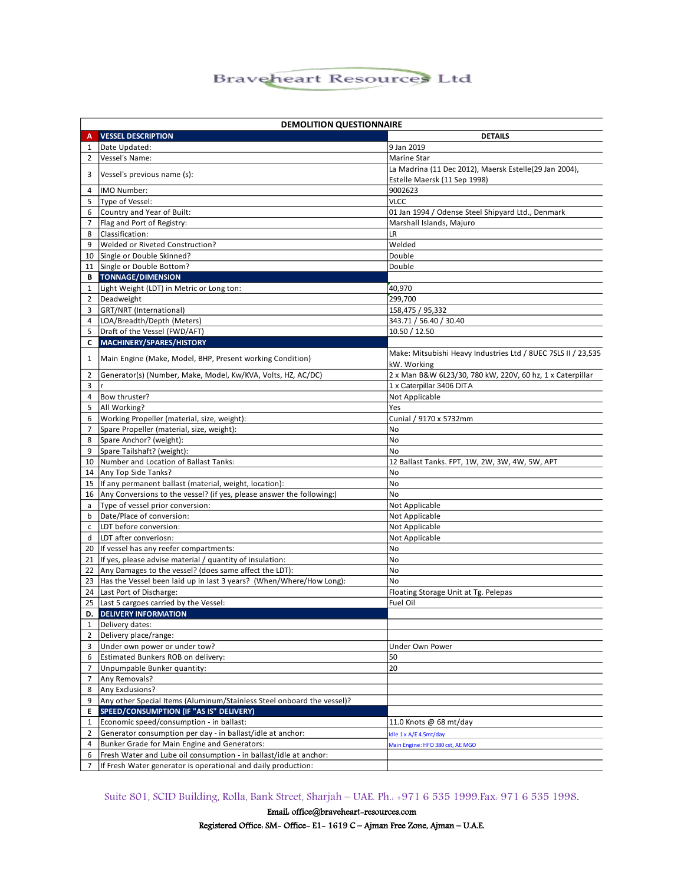Braveheart Resources Ltd

| | DEMOLITION QUESTIONNAIRE | |
|---|---|---|
| **A** | **VESSEL DESCRIPTION** | **DETAILS** |
| 1 | Date Updated: | 9 Jan 2019 |
| 2 | Vessel's Name: | Marine Star |
| 3 | Vessel's previous name (s): | La Madrina (11 Dec 2012), Maersk Estelle(29 Jan 2004), Estelle Maersk (11 Sep 1998) |
| 4 | IMO Number: | 9002623 |
| 5 | Type of Vessel: | VLCC |
| 6 | Country and Year of Built: | 01 Jan 1994 / Odense Steel Shipyard Ltd., Denmark |
| 7 | Flag and Port of Registry: | Marshall Islands, Majuro |
| 8 | Classification: | LR |
| 9 | Welded or Riveted Construction? | Welded |
| 10 | Single or Double Skinned? | Double |
| 11 | Single or Double Bottom? | Double |
| **B** | **TONNAGE/DIMENSION** | |
| 1 | Light Weight (LDT) in Metric or Long ton: | 40,970 |
| 2 | Deadweight | 299,700 |
| 3 | GRT/NRT (International) | 158,475 / 95,332 |
| 4 | LOA/Breadth/Depth (Meters) | 343.71 / 56.40 / 30.40 |
| 5 | Draft of the Vessel (FWD/AFT) | 10.50 / 12.50 |
| **C** | **MACHINERY/SPARES/HISTORY** | |
| 1 | Main Engine (Make, Model, BHP, Present working Condition) | Make: Mitsubishi Heavy Industries Ltd / 8UEC 7SLS II / 23,535 kW. Working |
| 2 | Generator(s) (Number, Make, Model, Kw/KVA, Volts, HZ, AC/DC) | 2 x Man B&W 6L23/30, 780 kW, 220V, 60 hz, 1 x Caterpillar |
| 3 | r | 1 x Caterpillar 3406 DITA |
| 4 | Bow thruster? | Not Applicable |
| 5 | All Working? | Yes |
| 6 | Working Propeller (material, size, weight): | Cunial / 9170 x 5732mm |
| 7 | Spare Propeller (material, size, weight): | No |
| 8 | Spare Anchor? (weight): | No |
| 9 | Spare Tailshaft? (weight): | No |
| 10 | Number and Location of Ballast Tanks: | 12 Ballast Tanks. FPT, 1W, 2W, 3W, 4W, 5W, APT |
| 14 | Any Top Side Tanks? | No |
| 15 | If any permanent ballast (material, weight, location): | No |
| 16 | Any Conversions to the vessel? (if yes, please answer the following:) | No |
| a | Type of vessel prior conversion: | Not Applicable |
| b | Date/Place of conversion: | Not Applicable |
| c | LDT before conversion: | Not Applicable |
| d | LDT after converiosn: | Not Applicable |
| 20 | If vessel has any reefer compartments: | No |
| 21 | If yes, please advise material / quantity of insulation: | No |
| 22 | Any Damages to the vessel? (does same affect the LDT): | No |
| 23 | Has the Vessel been laid up in last 3 years? (When/Where/How Long): | No |
| 24 | Last Port of Discharge: | Floating Storage Unit at Tg. Pelepas |
| 25 | Last 5 cargoes carried by the Vessel: | Fuel Oil |
| **D.** | **DELIVERY INFORMATION** | |
| 1 | Delivery dates: | |
| 2 | Delivery place/range: | |
| 3 | Under own power or under tow? | Under Own Power |
| 6 | Estimated Bunkers ROB on delivery: | 50 |
| 7 | Unpumpable Bunker quantity: | 20 |
| 7 | Any Removals? | |
| 8 | Any Exclusions? | |
| 9 | Any other Special Items (Aluminum/Stainless Steel onboard the vessel)? | |
| **E** | **SPEED/CONSUMPTION (IF "AS IS" DELIVERY)** | |
| 1 | Economic speed/consumption - in ballast: | 11.0 Knots @ 68 mt/day |
| 2 | Generator consumption per day - in ballast/idle at anchor: | Idle 1 x A/E 4.5mt/day |
| 4 | Bunker Grade for Main Engine and Generators: | Main Engine: HFO 380 cst, AE MGO |
| 6 | Fresh Water and Lube oil consumption - in ballast/idle at anchor: | |
| 7 | If Fresh Water generator is operational and daily production: | |

Suite 801, SCID Building, Rolla, Bank Street, Sharjah – UAE. Ph.: +971 6 535 1999.Fax: 971 6 535 1998.

Email: office@braveheart-resources.com

Registered Office: SM- Office- E1- 1619 C – Ajman Free Zone, Ajman – U.A.E.